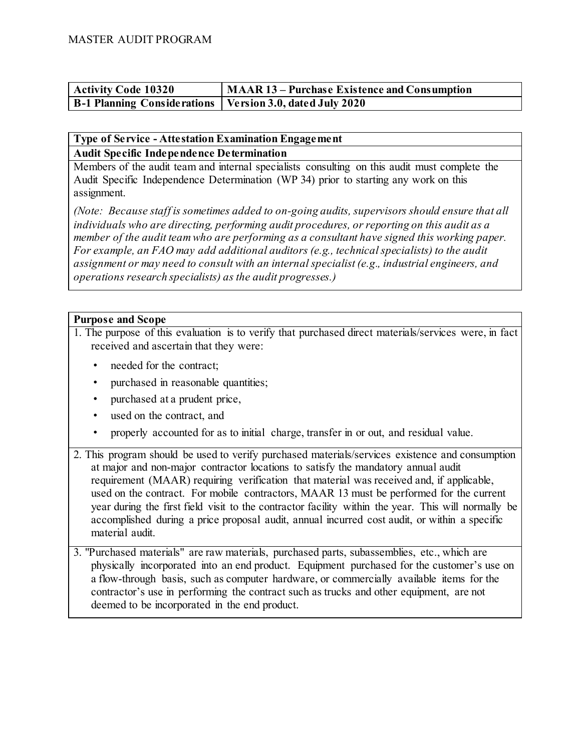MASTER AUDIT PROGRAM

| Activity Code 10320 | MAAR 13 – Purchase Existence and Consumption |
| --- | --- |
| **B-1 Planning Considerations** | **Version 3.0, dated July 2020** |

**Type of Service - Attestation Examination Engagement**

**Audit Specific Independence Determination**

Members of the audit team and internal specialists consulting on this audit must complete the Audit Specific Independence Determination (WP 34) prior to starting any work on this assignment.

*(Note: Because staff is sometimes added to on-going audits, supervisors should ensure that all individuals who are directing, performing audit procedures, or reporting on this audit as a member of the audit team who are performing as a consultant have signed this working paper. For example, an FAO may add additional auditors (e.g., technical specialists) to the audit assignment or may need to consult with an internal specialist (e.g., industrial engineers, and operations research specialists) as the audit progresses.)*

**Purpose and Scope**

1. The purpose of this evaluation is to verify that purchased direct materials/services were, in fact received and ascertain that they were:
   - needed for the contract;
   - purchased in reasonable quantities;
   - purchased at a prudent price,
   - used on the contract, and
   - properly accounted for as to initial charge, transfer in or out, and residual value.

2. This program should be used to verify purchased materials/services existence and consumption at major and non-major contractor locations to satisfy the mandatory annual audit requirement (MAAR) requiring verification that material was received and, if applicable, used on the contract. For mobile contractors, MAAR 13 must be performed for the current year during the first field visit to the contractor facility within the year. This will normally be accomplished during a price proposal audit, annual incurred cost audit, or within a specific material audit.

3. "Purchased materials" are raw materials, purchased parts, subassemblies, etc., which are physically incorporated into an end product. Equipment purchased for the customer's use on a flow-through basis, such as computer hardware, or commercially available items for the contractor's use in performing the contract such as trucks and other equipment, are not deemed to be incorporated in the end product.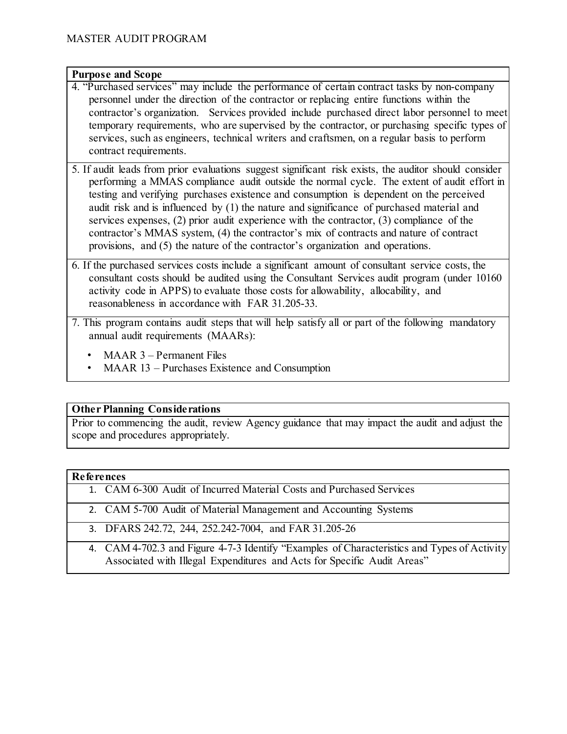| Purpose and Scope |
|---|
| 4. "Purchased services" may include the performance of certain contract tasks by non-company personnel under the direction of the contractor or replacing entire functions within the contractor's organization. Services provided include purchased direct labor personnel to meet temporary requirements, who are supervised by the contractor, or purchasing specific types of services, such as engineers, technical writers and craftsmen, on a regular basis to perform contract requirements. |
| 5. If audit leads from prior evaluations suggest significant risk exists, the auditor should consider performing a MMAS compliance audit outside the normal cycle. The extent of audit effort in testing and verifying purchases existence and consumption is dependent on the perceived audit risk and is influenced by (1) the nature and significance of purchased material and services expenses, (2) prior audit experience with the contractor, (3) compliance of the contractor's MMAS system, (4) the contractor's mix of contracts and nature of contract provisions, and (5) the nature of the contractor's organization and operations. |
| 6. If the purchased services costs include a significant amount of consultant service costs, the consultant costs should be audited using the Consultant Services audit program (under 10160 activity code in APPS) to evaluate those costs for allowability, allocability, and reasonableness in accordance with FAR 31.205-33. |
| 7. This program contains audit steps that will help satisfy all or part of the following mandatory annual audit requirements (MAARs):<br>• MAAR 3 – Permanent Files<br>• MAAR 13 – Purchases Existence and Consumption |

| Other Planning Considerations |
|---|
| Prior to commencing the audit, review Agency guidance that may impact the audit and adjust the scope and procedures appropriately. |

| References |
|---|
| 1. CAM 6-300 Audit of Incurred Material Costs and Purchased Services |
| 2. CAM 5-700 Audit of Material Management and Accounting Systems |
| 3. DFARS 242.72, 244, 252.242-7004, and FAR 31.205-26 |
| 4. CAM 4-702.3 and Figure 4-7-3 Identify "Examples of Characteristics and Types of Activity Associated with Illegal Expenditures and Acts for Specific Audit Areas" |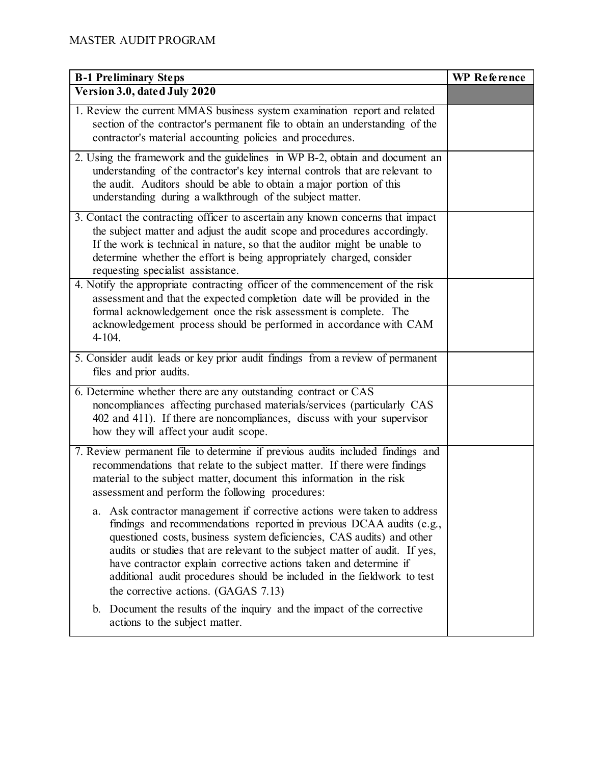MASTER AUDIT PROGRAM

| B-1 Preliminary Steps | WP Reference |
|---|---|
| **Version 3.0, dated July 2020** | |
| 1. Review the current MMAS business system examination report and related section of the contractor's permanent file to obtain an understanding of the contractor's material accounting policies and procedures. | |
| 2. Using the framework and the guidelines in WP B-2, obtain and document an understanding of the contractor's key internal controls that are relevant to the audit. Auditors should be able to obtain a major portion of this understanding during a walkthrough of the subject matter. | |
| 3. Contact the contracting officer to ascertain any known concerns that impact the subject matter and adjust the audit scope and procedures accordingly. If the work is technical in nature, so that the auditor might be unable to determine whether the effort is being appropriately charged, consider requesting specialist assistance. | |
| 4. Notify the appropriate contracting officer of the commencement of the risk assessment and that the expected completion date will be provided in the formal acknowledgement once the risk assessment is complete. The acknowledgement process should be performed in accordance with CAM 4-104. | |
| 5. Consider audit leads or key prior audit findings from a review of permanent files and prior audits. | |
| 6. Determine whether there are any outstanding contract or CAS noncompliances affecting purchased materials/services (particularly CAS 402 and 411). If there are noncompliances, discuss with your supervisor how they will affect your audit scope. | |
| 7. Review permanent file to determine if previous audits included findings and recommendations that relate to the subject matter. If there were findings material to the subject matter, document this information in the risk assessment and perform the following procedures:<br><br>a. Ask contractor management if corrective actions were taken to address findings and recommendations reported in previous DCAA audits (e.g., questioned costs, business system deficiencies, CAS audits) and other audits or studies that are relevant to the subject matter of audit. If yes, have contractor explain corrective actions taken and determine if additional audit procedures should be included in the fieldwork to test the corrective actions. (GAGAS 7.13)<br><br>b. Document the results of the inquiry and the impact of the corrective actions to the subject matter. | |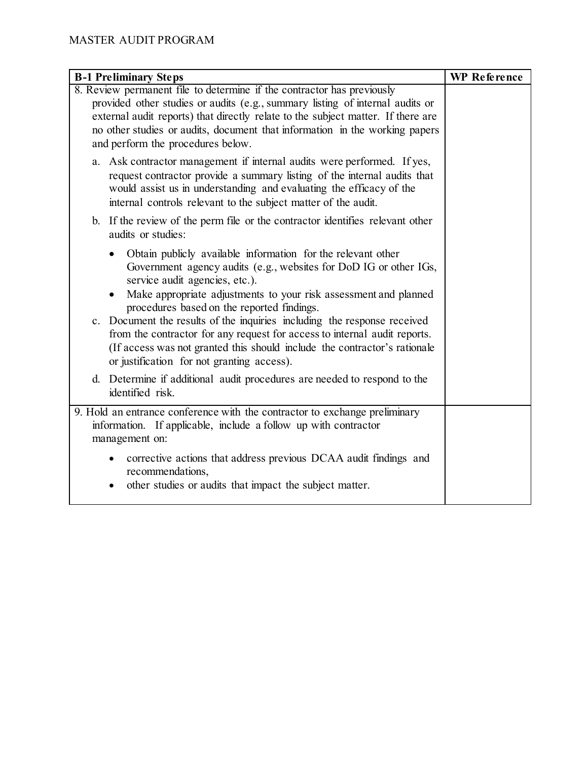| B-1 Preliminary Steps | WP Reference |
|---|---|
| 8. Review permanent file to determine if the contractor has previously provided other studies or audits (e.g., summary listing of internal audits or external audit reports) that directly relate to the subject matter. If there are no other studies or audits, document that information in the working papers and perform the procedures below.<br><br>a. Ask contractor management if internal audits were performed. If yes, request contractor provide a summary listing of the internal audits that would assist us in understanding and evaluating the efficacy of the internal controls relevant to the subject matter of the audit.<br><br>b. If the review of the perm file or the contractor identifies relevant other audits or studies:<br><br>• Obtain publicly available information for the relevant other Government agency audits (e.g., websites for DoD IG or other IGs, service audit agencies, etc.).<br>• Make appropriate adjustments to your risk assessment and planned procedures based on the reported findings.<br><br>c. Document the results of the inquiries including the response received from the contractor for any request for access to internal audit reports. (If access was not granted this should include the contractor's rationale or justification for not granting access).<br><br>d. Determine if additional audit procedures are needed to respond to the identified risk. | |
| 9. Hold an entrance conference with the contractor to exchange preliminary information. If applicable, include a follow up with contractor management on:<br><br>• corrective actions that address previous DCAA audit findings and recommendations,<br>• other studies or audits that impact the subject matter. | |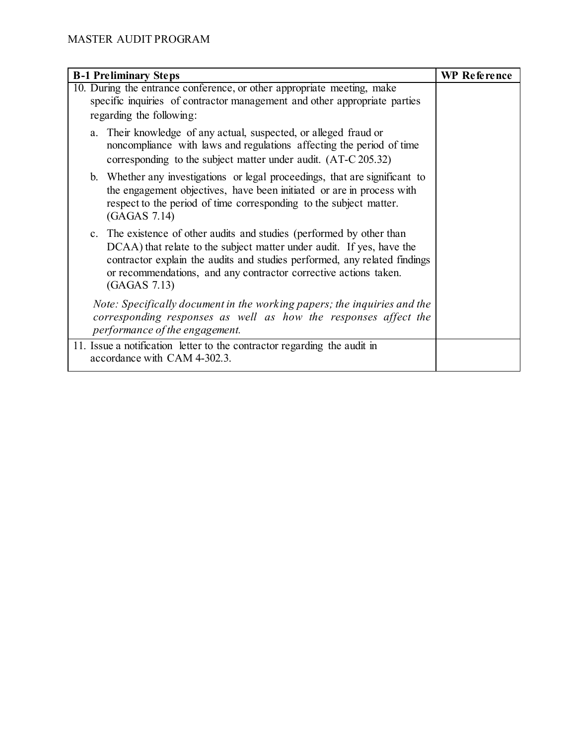| B-1 Preliminary Steps | WP Reference |
|---|---|
| 10. During the entrance conference, or other appropriate meeting, make specific inquiries of contractor management and other appropriate parties regarding the following:<br><br>a. Their knowledge of any actual, suspected, or alleged fraud or noncompliance with laws and regulations affecting the period of time corresponding to the subject matter under audit. (AT-C 205.32)<br><br>b. Whether any investigations or legal proceedings, that are significant to the engagement objectives, have been initiated or are in process with respect to the period of time corresponding to the subject matter. (GAGAS 7.14)<br><br>c. The existence of other audits and studies (performed by other than DCAA) that relate to the subject matter under audit. If yes, have the contractor explain the audits and studies performed, any related findings or recommendations, and any contractor corrective actions taken. (GAGAS 7.13)<br><br>*Note: Specifically document in the working papers; the inquiries and the corresponding responses as well as how the responses affect the performance of the engagement.* | |
| 11. Issue a notification letter to the contractor regarding the audit in accordance with CAM 4-302.3. | |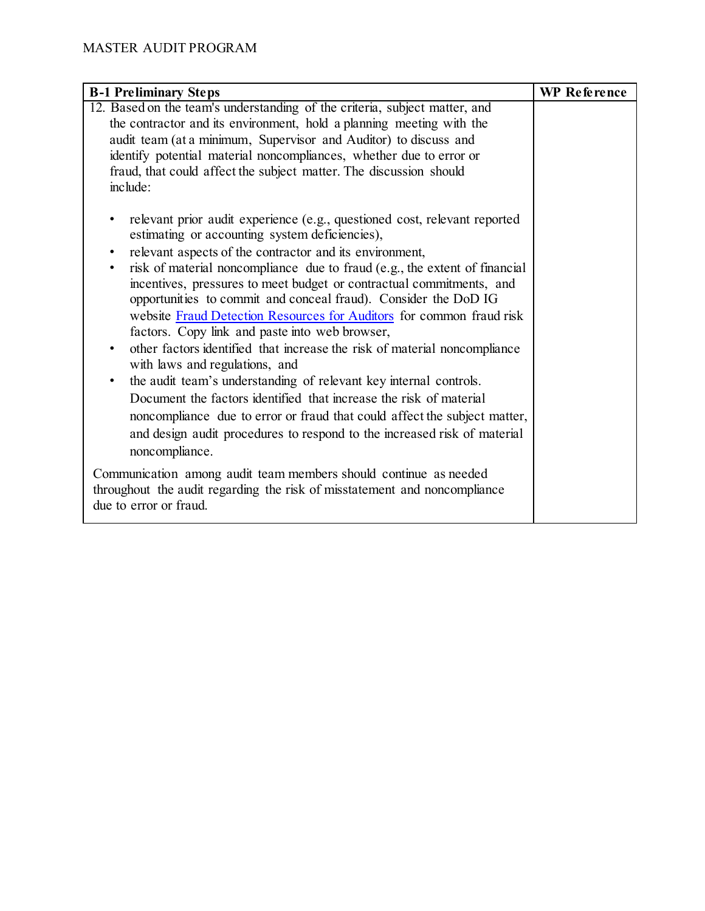| B-1 Preliminary Steps | WP Reference |
|---|---|
| 12. Based on the team's understanding of the criteria, subject matter, and the contractor and its environment, hold a planning meeting with the audit team (at a minimum, Supervisor and Auditor) to discuss and identify potential material noncompliances, whether due to error or fraud, that could affect the subject matter. The discussion should include:<br><br>• relevant prior audit experience (e.g., questioned cost, relevant reported estimating or accounting system deficiencies),<br>• relevant aspects of the contractor and its environment,<br>• risk of material noncompliance due to fraud (e.g., the extent of financial incentives, pressures to meet budget or contractual commitments, and opportunities to commit and conceal fraud). Consider the DoD IG website Fraud Detection Resources for Auditors for common fraud risk factors. Copy link and paste into web browser,<br>• other factors identified that increase the risk of material noncompliance with laws and regulations, and<br>• the audit team's understanding of relevant key internal controls.<br>Document the factors identified that increase the risk of material noncompliance due to error or fraud that could affect the subject matter, and design audit procedures to respond to the increased risk of material noncompliance.<br><br>Communication among audit team members should continue as needed throughout the audit regarding the risk of misstatement and noncompliance due to error or fraud. | |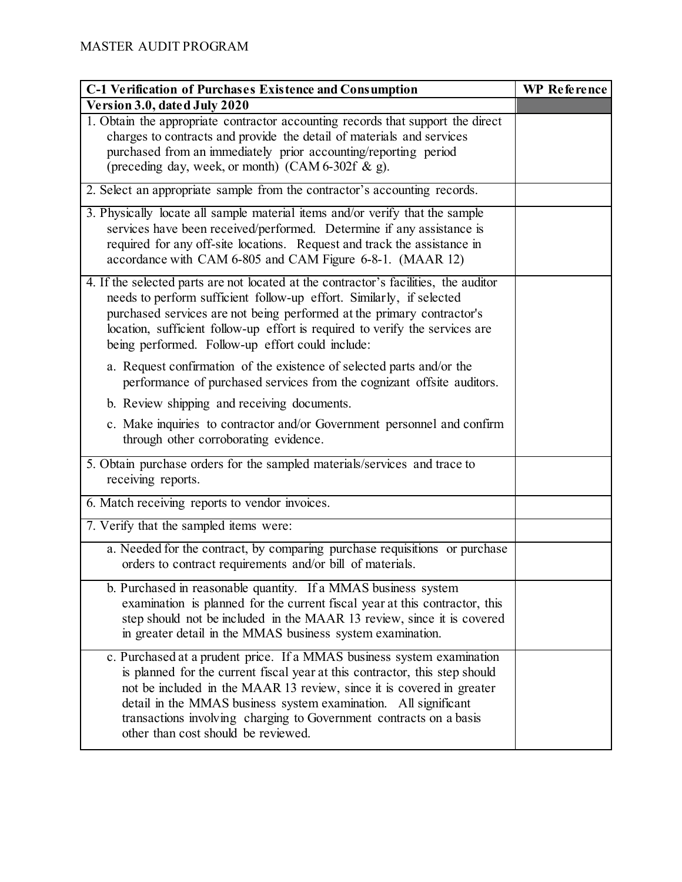| C-1 Verification of Purchases Existence and Consumption | WP Reference |
|---|---|
| **Version 3.0, dated July 2020** | |
| 1. Obtain the appropriate contractor accounting records that support the direct charges to contracts and provide the detail of materials and services purchased from an immediately prior accounting/reporting period (preceding day, week, or month) (CAM 6-302f & g). | |
| 2. Select an appropriate sample from the contractor's accounting records. | |
| 3. Physically locate all sample material items and/or verify that the sample services have been received/performed. Determine if any assistance is required for any off-site locations. Request and track the assistance in accordance with CAM 6-805 and CAM Figure 6-8-1. (MAAR 12) | |
| 4. If the selected parts are not located at the contractor's facilities, the auditor needs to perform sufficient follow-up effort. Similarly, if selected purchased services are not being performed at the primary contractor's location, sufficient follow-up effort is required to verify the services are being performed. Follow-up effort could include:<br><br>a. Request confirmation of the existence of selected parts and/or the performance of purchased services from the cognizant offsite auditors.<br><br>b. Review shipping and receiving documents.<br><br>c. Make inquiries to contractor and/or Government personnel and confirm through other corroborating evidence. | |
| 5. Obtain purchase orders for the sampled materials/services and trace to receiving reports. | |
| 6. Match receiving reports to vendor invoices. | |
| 7. Verify that the sampled items were: | |
| a. Needed for the contract, by comparing purchase requisitions or purchase orders to contract requirements and/or bill of materials. | |
| b. Purchased in reasonable quantity. If a MMAS business system examination is planned for the current fiscal year at this contractor, this step should not be included in the MAAR 13 review, since it is covered in greater detail in the MMAS business system examination. | |
| c. Purchased at a prudent price. If a MMAS business system examination is planned for the current fiscal year at this contractor, this step should not be included in the MAAR 13 review, since it is covered in greater detail in the MMAS business system examination. All significant transactions involving charging to Government contracts on a basis other than cost should be reviewed. | |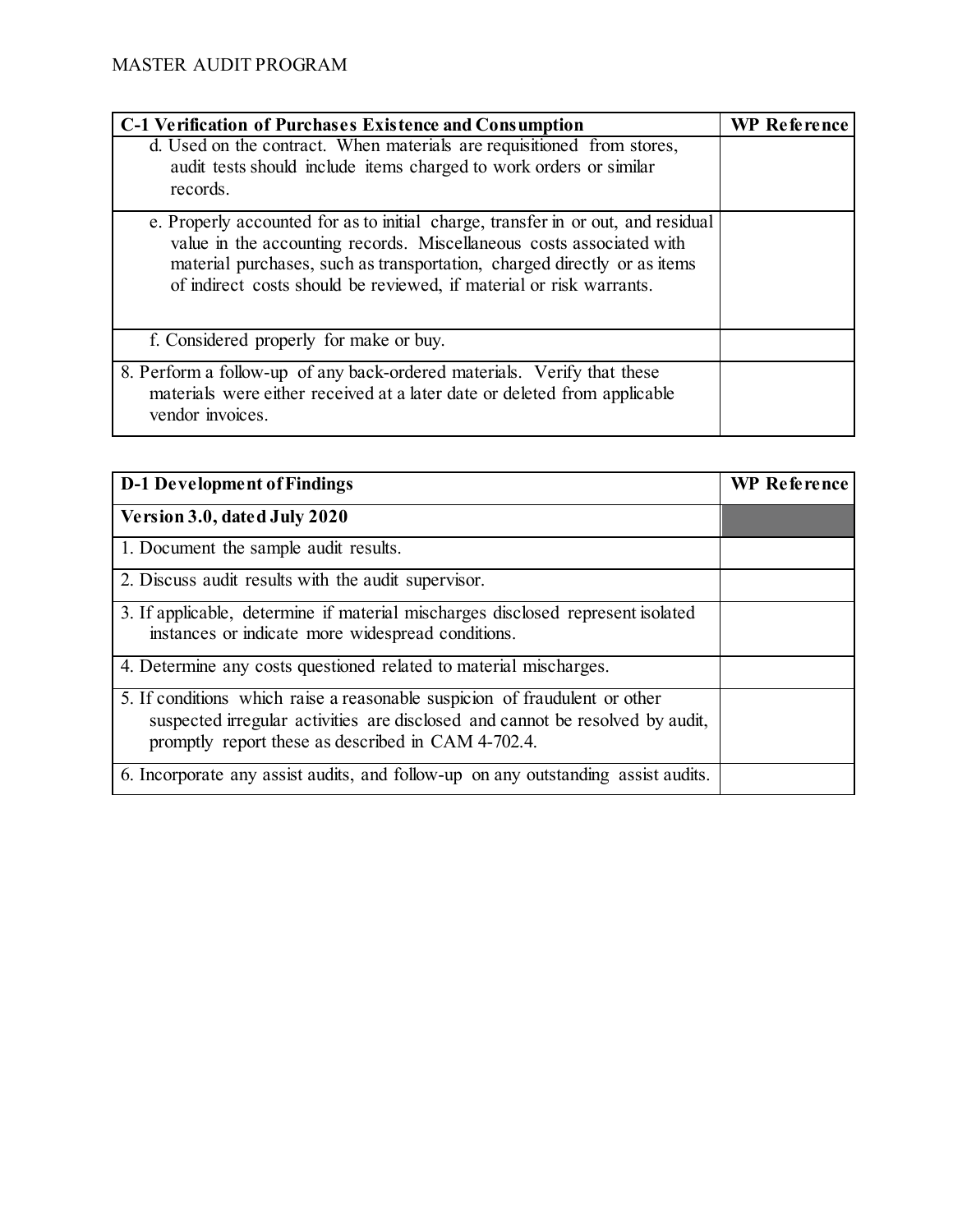| C-1 Verification of Purchases Existence and Consumption | WP Reference |
|---|---|
| d. Used on the contract. When materials are requisitioned from stores, audit tests should include items charged to work orders or similar records. | |
| e. Properly accounted for as to initial charge, transfer in or out, and residual value in the accounting records. Miscellaneous costs associated with material purchases, such as transportation, charged directly or as items of indirect costs should be reviewed, if material or risk warrants. | |
| f. Considered properly for make or buy. | |
| 8. Perform a follow-up of any back-ordered materials. Verify that these materials were either received at a later date or deleted from applicable vendor invoices. | |

| D-1 Development of Findings | WP Reference |
|---|---|
| **Version 3.0, dated July 2020** | |
| 1. Document the sample audit results. | |
| 2. Discuss audit results with the audit supervisor. | |
| 3. If applicable, determine if material mischarges disclosed represent isolated instances or indicate more widespread conditions. | |
| 4. Determine any costs questioned related to material mischarges. | |
| 5. If conditions which raise a reasonable suspicion of fraudulent or other suspected irregular activities are disclosed and cannot be resolved by audit, promptly report these as described in CAM 4-702.4. | |
| 6. Incorporate any assist audits, and follow-up on any outstanding assist audits. | |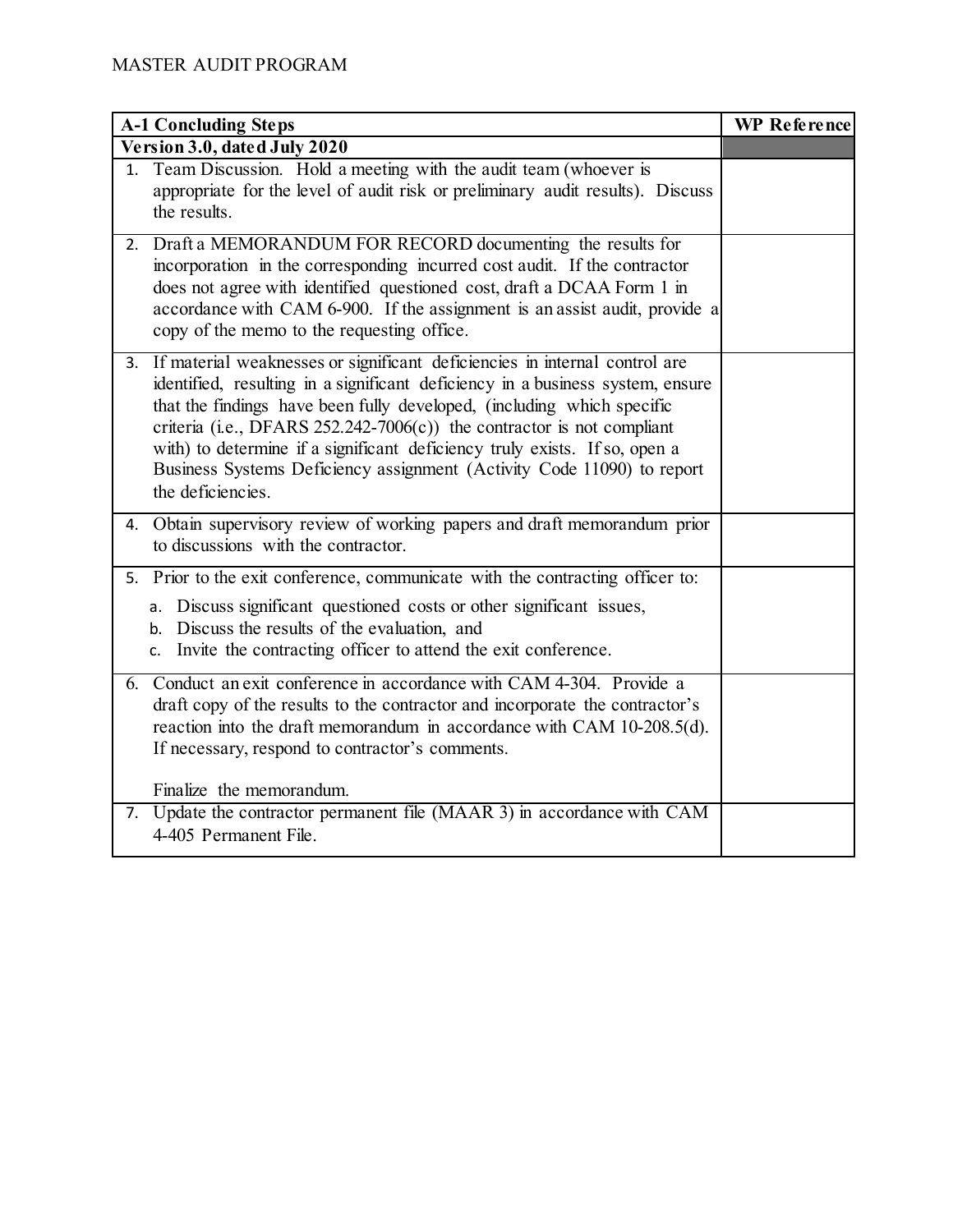| A-1 Concluding Steps | WP Reference |
|---|---|
| Version 3.0, dated July 2020 | |
| 1. Team Discussion. Hold a meeting with the audit team (whoever is appropriate for the level of audit risk or preliminary audit results). Discuss the results. | |
| 2. Draft a MEMORANDUM FOR RECORD documenting the results for incorporation in the corresponding incurred cost audit. If the contractor does not agree with identified questioned cost, draft a DCAA Form 1 in accordance with CAM 6-900. If the assignment is an assist audit, provide a copy of the memo to the requesting office. | |
| 3. If material weaknesses or significant deficiencies in internal control are identified, resulting in a significant deficiency in a business system, ensure that the findings have been fully developed, (including which specific criteria (i.e., DFARS 252.242-7006(c)) the contractor is not compliant with) to determine if a significant deficiency truly exists. If so, open a Business Systems Deficiency assignment (Activity Code 11090) to report the deficiencies. | |
| 4. Obtain supervisory review of working papers and draft memorandum prior to discussions with the contractor. | |
| 5. Prior to the exit conference, communicate with the contracting officer to:<br>a. Discuss significant questioned costs or other significant issues,<br>b. Discuss the results of the evaluation, and<br>c. Invite the contracting officer to attend the exit conference. | |
| 6. Conduct an exit conference in accordance with CAM 4-304. Provide a draft copy of the results to the contractor and incorporate the contractor's reaction into the draft memorandum in accordance with CAM 10-208.5(d). If necessary, respond to contractor's comments.<br><br>Finalize the memorandum. | |
| 7. Update the contractor permanent file (MAAR 3) in accordance with CAM 4-405 Permanent File. | |